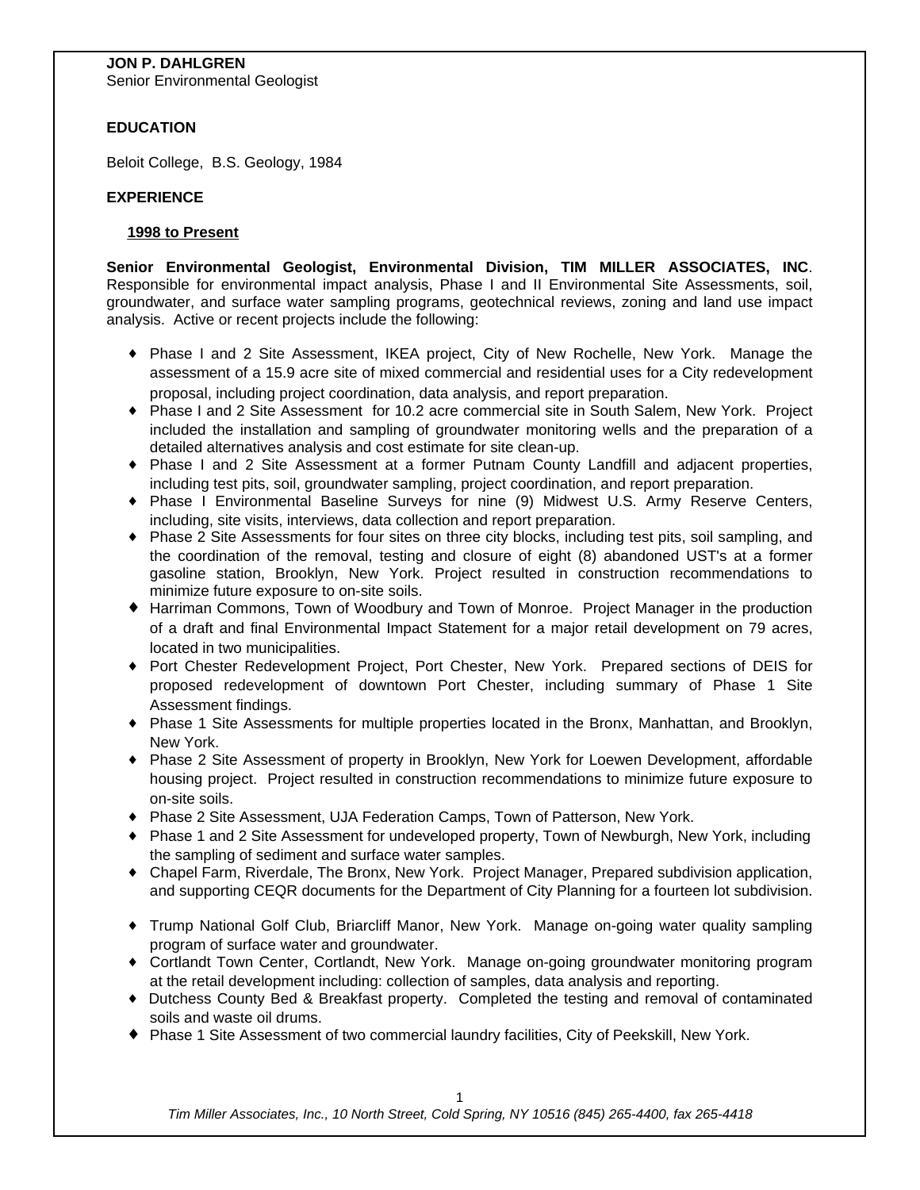**JON P. DAHLGREN**
Senior Environmental Geologist

## EDUCATION

Beloit College, B.S. Geology, 1984

## EXPERIENCE

### 1998 to Present

**Senior Environmental Geologist, Environmental Division, TIM MILLER ASSOCIATES, INC**. Responsible for environmental impact analysis, Phase I and II Environmental Site Assessments, soil, groundwater, and surface water sampling programs, geotechnical reviews, zoning and land use impact analysis. Active or recent projects include the following:

- Phase I and 2 Site Assessment, IKEA project, City of New Rochelle, New York. Manage the assessment of a 15.9 acre site of mixed commercial and residential uses for a City redevelopment proposal, including project coordination, data analysis, and report preparation.
- Phase I and 2 Site Assessment for 10.2 acre commercial site in South Salem, New York. Project included the installation and sampling of groundwater monitoring wells and the preparation of a detailed alternatives analysis and cost estimate for site clean-up.
- Phase I and 2 Site Assessment at a former Putnam County Landfill and adjacent properties, including test pits, soil, groundwater sampling, project coordination, and report preparation.
- Phase I Environmental Baseline Surveys for nine (9) Midwest U.S. Army Reserve Centers, including, site visits, interviews, data collection and report preparation.
- Phase 2 Site Assessments for four sites on three city blocks, including test pits, soil sampling, and the coordination of the removal, testing and closure of eight (8) abandoned UST's at a former gasoline station, Brooklyn, New York. Project resulted in construction recommendations to minimize future exposure to on-site soils.
- Harriman Commons, Town of Woodbury and Town of Monroe. Project Manager in the production of a draft and final Environmental Impact Statement for a major retail development on 79 acres, located in two municipalities.
- Port Chester Redevelopment Project, Port Chester, New York. Prepared sections of DEIS for proposed redevelopment of downtown Port Chester, including summary of Phase 1 Site Assessment findings.
- Phase 1 Site Assessments for multiple properties located in the Bronx, Manhattan, and Brooklyn, New York.
- Phase 2 Site Assessment of property in Brooklyn, New York for Loewen Development, affordable housing project. Project resulted in construction recommendations to minimize future exposure to on-site soils.
- Phase 2 Site Assessment, UJA Federation Camps, Town of Patterson, New York.
- Phase 1 and 2 Site Assessment for undeveloped property, Town of Newburgh, New York, including the sampling of sediment and surface water samples.
- Chapel Farm, Riverdale, The Bronx, New York. Project Manager, Prepared subdivision application, and supporting CEQR documents for the Department of City Planning for a fourteen lot subdivision.
- Trump National Golf Club, Briarcliff Manor, New York. Manage on-going water quality sampling program of surface water and groundwater.
- Cortlandt Town Center, Cortlandt, New York. Manage on-going groundwater monitoring program at the retail development including: collection of samples, data analysis and reporting.
- Dutchess County Bed & Breakfast property. Completed the testing and removal of contaminated soils and waste oil drums.
- Phase 1 Site Assessment of two commercial laundry facilities, City of Peekskill, New York.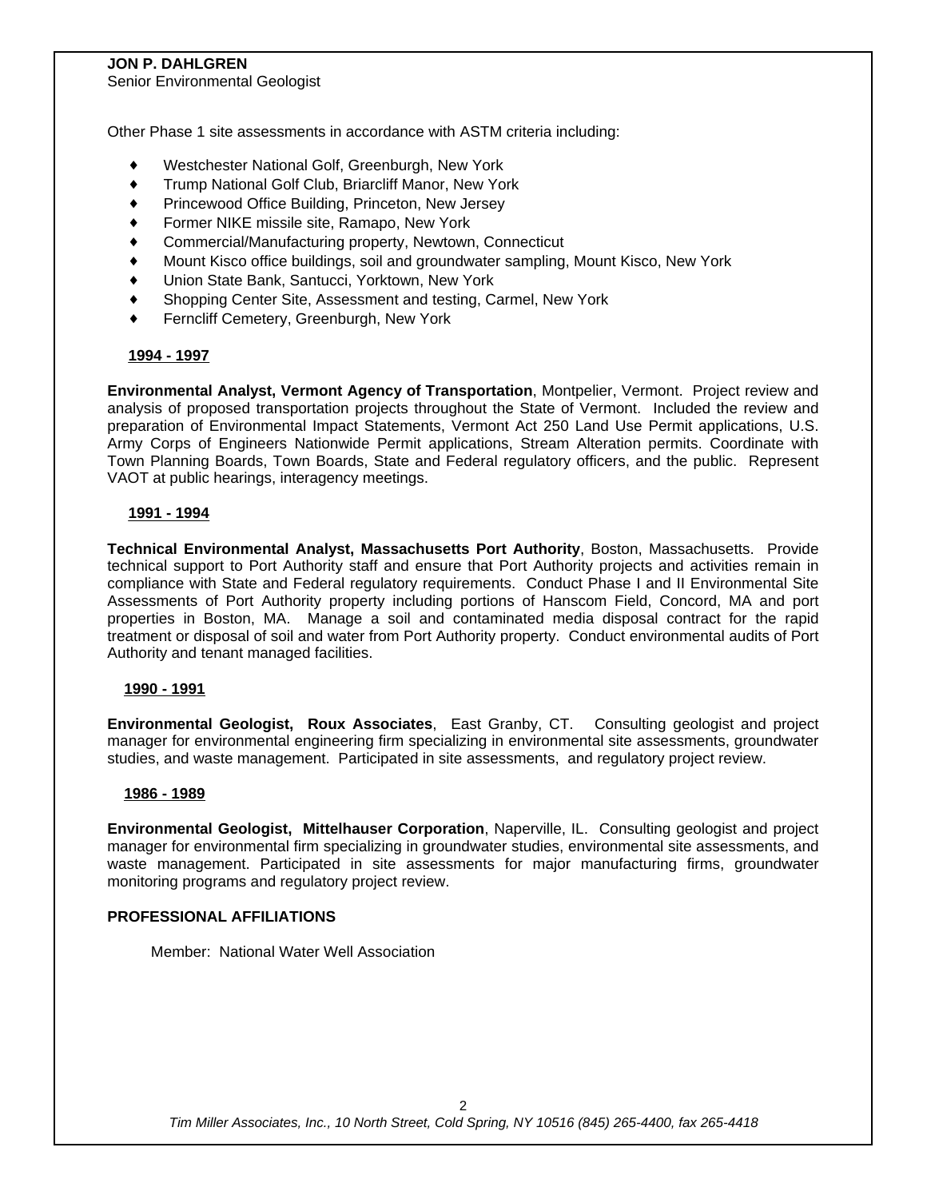**JON P. DAHLGREN**
Senior Environmental Geologist

Other Phase 1 site assessments in accordance with ASTM criteria including:

- Westchester National Golf, Greenburgh, New York
- Trump National Golf Club, Briarcliff Manor, New York
- Princewood Office Building, Princeton, New Jersey
- Former NIKE missile site, Ramapo, New York
- Commercial/Manufacturing property, Newtown, Connecticut
- Mount Kisco office buildings, soil and groundwater sampling, Mount Kisco, New York
- Union State Bank, Santucci, Yorktown, New York
- Shopping Center Site, Assessment and testing, Carmel, New York
- Ferncliff Cemetery, Greenburgh, New York

**1994 - 1997**

**Environmental Analyst, Vermont Agency of Transportation**, Montpelier, Vermont. Project review and analysis of proposed transportation projects throughout the State of Vermont. Included the review and preparation of Environmental Impact Statements, Vermont Act 250 Land Use Permit applications, U.S. Army Corps of Engineers Nationwide Permit applications, Stream Alteration permits. Coordinate with Town Planning Boards, Town Boards, State and Federal regulatory officers, and the public. Represent VAOT at public hearings, interagency meetings.

**1991 - 1994**

**Technical Environmental Analyst, Massachusetts Port Authority**, Boston, Massachusetts. Provide technical support to Port Authority staff and ensure that Port Authority projects and activities remain in compliance with State and Federal regulatory requirements. Conduct Phase I and II Environmental Site Assessments of Port Authority property including portions of Hanscom Field, Concord, MA and port properties in Boston, MA. Manage a soil and contaminated media disposal contract for the rapid treatment or disposal of soil and water from Port Authority property. Conduct environmental audits of Port Authority and tenant managed facilities.

**1990 - 1991**

**Environmental Geologist, Roux Associates**, East Granby, CT. Consulting geologist and project manager for environmental engineering firm specializing in environmental site assessments, groundwater studies, and waste management. Participated in site assessments, and regulatory project review.

**1986 - 1989**

**Environmental Geologist, Mittelhauser Corporation**, Naperville, IL. Consulting geologist and project manager for environmental firm specializing in groundwater studies, environmental site assessments, and waste management. Participated in site assessments for major manufacturing firms, groundwater monitoring programs and regulatory project review.

**PROFESSIONAL AFFILIATIONS**

Member: National Water Well Association